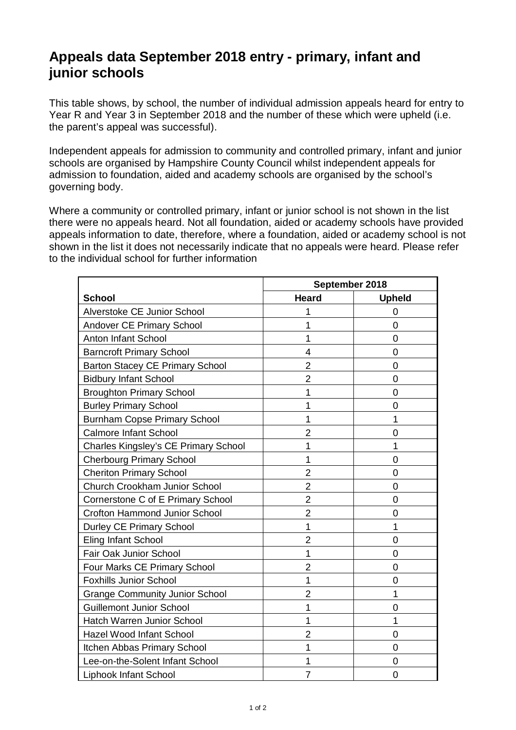# Appeals data September 2018 entry - primary, infant and junior schools

This table shows, by school, the number of individual admission appeals heard for entry to Year R and Year 3 in September 2018 and the number of these which were upheld (i.e. the parent's appeal was successful).

Independent appeals for admission to community and controlled primary, infant and junior schools are organised by Hampshire County Council whilst independent appeals for admission to foundation, aided and academy schools are organised by the school's governing body.

Where a community or controlled primary, infant or junior school is not shown in the list there were no appeals heard. Not all foundation, aided or academy schools have provided appeals information to date, therefore, where a foundation, aided or academy school is not shown in the list it does not necessarily indicate that no appeals were heard. Please refer to the individual school for further information

| | September 2018 | |
|---|---|---|
| **School** | **Heard** | **Upheld** |
| Alverstoke CE Junior School | 1 | 0 |
| Andover CE Primary School | 1 | 0 |
| Anton Infant School | 1 | 0 |
| Barncroft Primary School | 4 | 0 |
| Barton Stacey CE Primary School | 2 | 0 |
| Bidbury Infant School | 2 | 0 |
| Broughton Primary School | 1 | 0 |
| Burley Primary School | 1 | 0 |
| Burnham Copse Primary School | 1 | 1 |
| Calmore Infant School | 2 | 0 |
| Charles Kingsley's CE Primary School | 1 | 1 |
| Cherbourg Primary School | 1 | 0 |
| Cheriton Primary School | 2 | 0 |
| Church Crookham Junior School | 2 | 0 |
| Cornerstone C of E Primary School | 2 | 0 |
| Crofton Hammond Junior School | 2 | 0 |
| Durley CE Primary School | 1 | 1 |
| Eling Infant School | 2 | 0 |
| Fair Oak Junior School | 1 | 0 |
| Four Marks CE Primary School | 2 | 0 |
| Foxhills Junior School | 1 | 0 |
| Grange Community Junior School | 2 | 1 |
| Guillemont Junior School | 1 | 0 |
| Hatch Warren Junior School | 1 | 1 |
| Hazel Wood Infant School | 2 | 0 |
| Itchen Abbas Primary School | 1 | 0 |
| Lee-on-the-Solent Infant School | 1 | 0 |
| Liphook Infant School | 7 | 0 |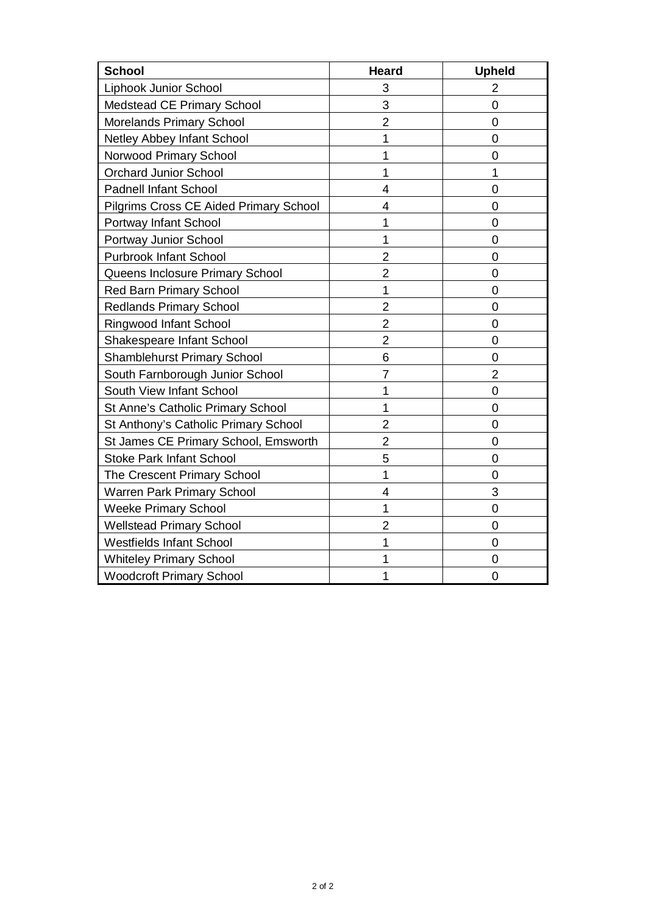| School | Heard | Upheld |
|---|---|---|
| Liphook Junior School | 3 | 2 |
| Medstead CE Primary School | 3 | 0 |
| Morelands Primary School | 2 | 0 |
| Netley Abbey Infant School | 1 | 0 |
| Norwood Primary School | 1 | 0 |
| Orchard Junior School | 1 | 1 |
| Padnell Infant School | 4 | 0 |
| Pilgrims Cross CE Aided Primary School | 4 | 0 |
| Portway Infant School | 1 | 0 |
| Portway Junior School | 1 | 0 |
| Purbrook Infant School | 2 | 0 |
| Queens Inclosure Primary School | 2 | 0 |
| Red Barn Primary School | 1 | 0 |
| Redlands Primary School | 2 | 0 |
| Ringwood Infant School | 2 | 0 |
| Shakespeare Infant School | 2 | 0 |
| Shamblehurst Primary School | 6 | 0 |
| South Farnborough Junior School | 7 | 2 |
| South View Infant School | 1 | 0 |
| St Anne's Catholic Primary School | 1 | 0 |
| St Anthony's Catholic Primary School | 2 | 0 |
| St James CE Primary School, Emsworth | 2 | 0 |
| Stoke Park Infant School | 5 | 0 |
| The Crescent Primary School | 1 | 0 |
| Warren Park Primary School | 4 | 3 |
| Weeke Primary School | 1 | 0 |
| Wellstead Primary School | 2 | 0 |
| Westfields Infant School | 1 | 0 |
| Whiteley Primary School | 1 | 0 |
| Woodcroft Primary School | 1 | 0 |